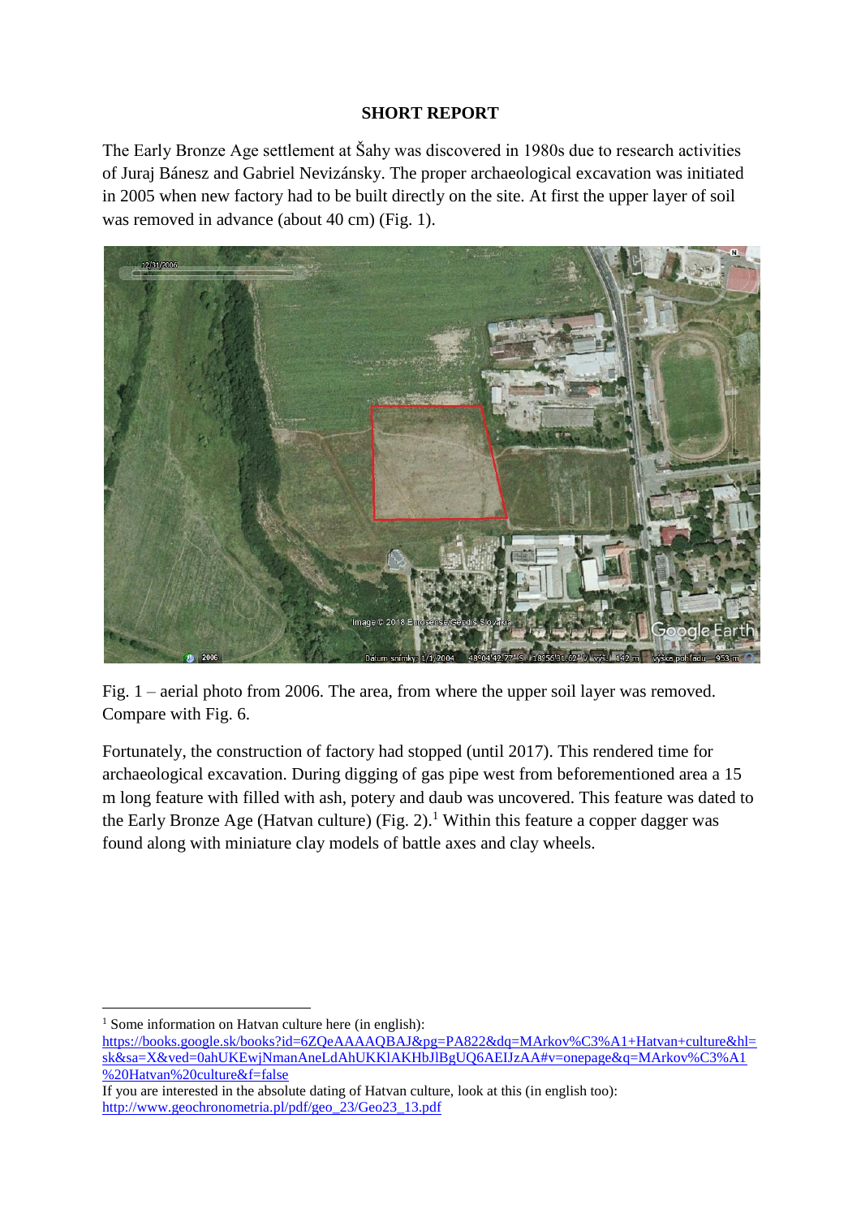**SHORT REPORT**

The Early Bronze Age settlement at Šahy was discovered in 1980s due to research activities of Juraj Bánesz and Gabriel Nevizánsky. The proper archaeological excavation was initiated in 2005 when new factory had to be built directly on the site. At first the upper layer of soil was removed in advance (about 40 cm) (Fig. 1).

Fig. 1 – aerial photo from 2006. The area, from where the upper soil layer was removed. Compare with Fig. 6.

Fortunately, the construction of factory had stopped (until 2017). This rendered time for archaeological excavation. During digging of gas pipe west from beforementioned area a 15 m long feature with filled with ash, potery and daub was uncovered. This feature was dated to the Early Bronze Age (Hatvan culture) (Fig. 2).[1] Within this feature a copper dagger was found along with miniature clay models of battle axes and clay wheels.

[1] Some information on Hatvan culture here (in english): https://books.google.sk/books?id=6ZQeAAAAQBAJ&pg=PA822&dq=MArkov%C3%A1+Hatvan+culture&hl=sk&sa=X&ved=0ahUKEwjNmanAneLdAhUKKlAKHbJlBgUQ6AEIJzAA#v=onepage&q=MArkov%C3%A1%20Hatvan%20culture&f=false
If you are interested in the absolute dating of Hatvan culture, look at this (in english too): http://www.geochronometria.pl/pdf/geo_23/Geo23_13.pdf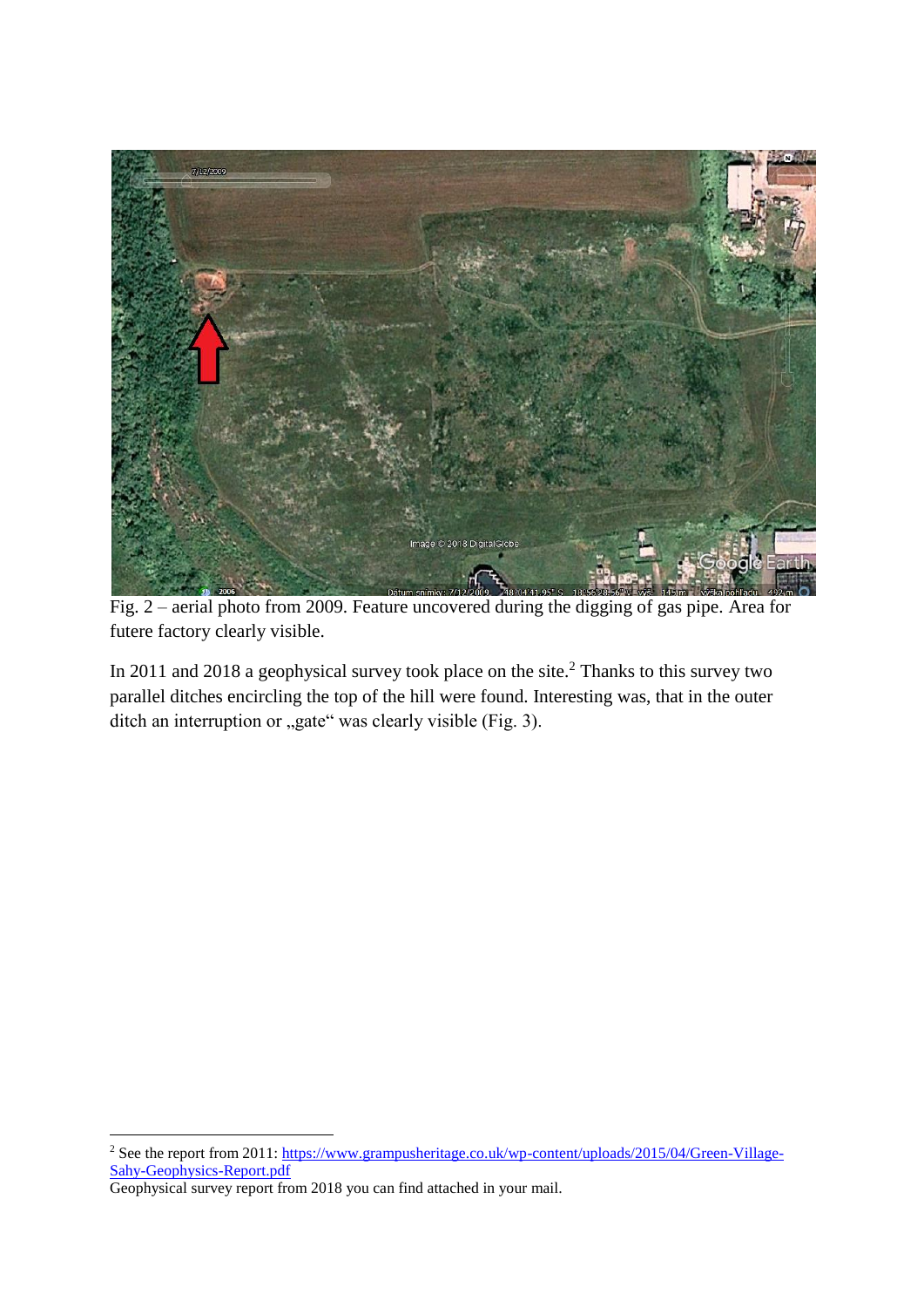Fig. 2 – aerial photo from 2009. Feature uncovered during the digging of gas pipe. Area for futere factory clearly visible.

In 2011 and 2018 a geophysical survey took place on the site.[2] Thanks to this survey two parallel ditches encircling the top of the hill were found. Interesting was, that in the outer ditch an interruption or „gate“ was clearly visible (Fig. 3).

---

[2] See the report from 2011: https://www.grampusheritage.co.uk/wp-content/uploads/2015/04/Green-Village-Sahy-Geophysics-Report.pdf

Geophysical survey report from 2018 you can find attached in your mail.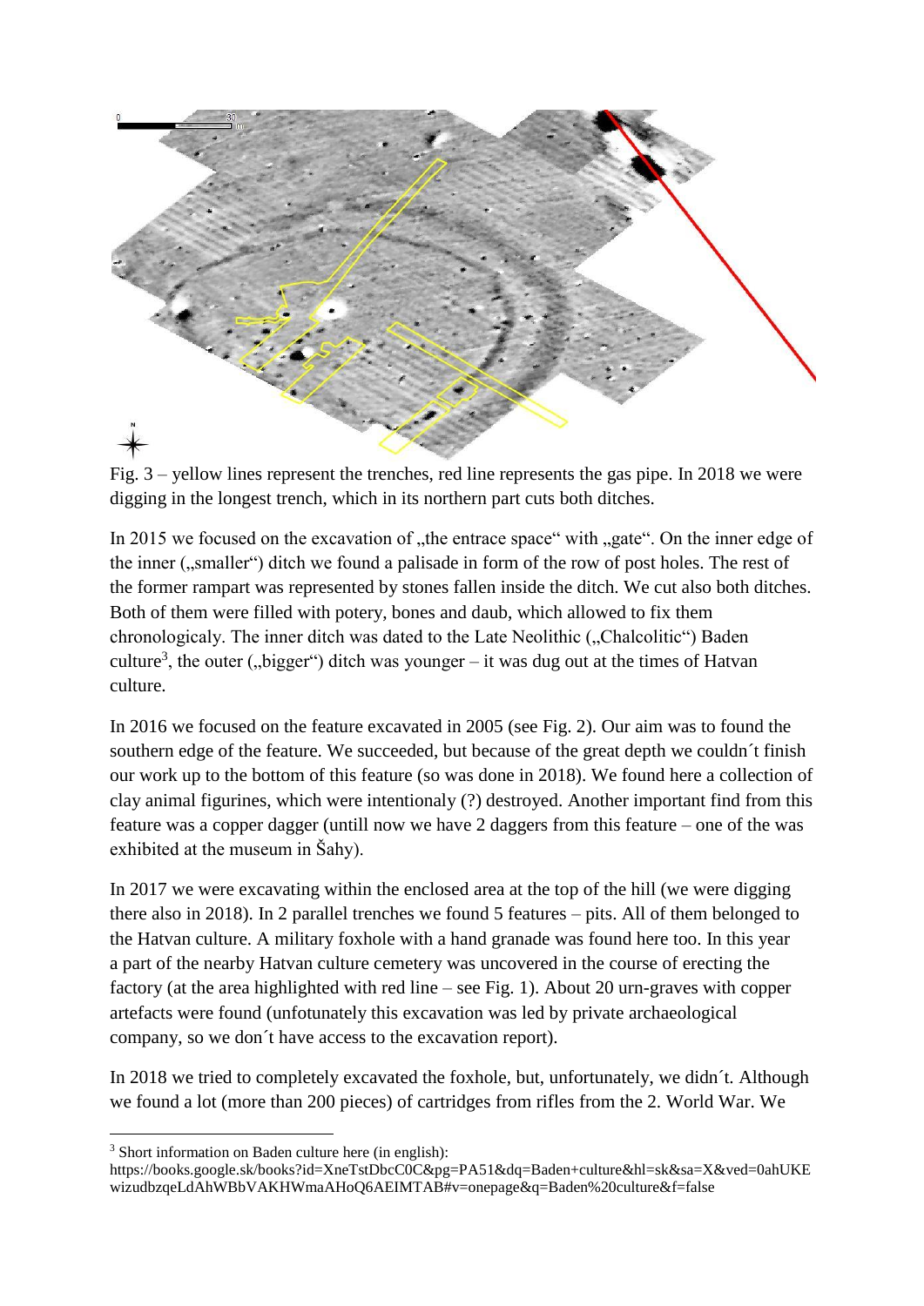Fig. 3 – yellow lines represent the trenches, red line represents the gas pipe. In 2018 we were digging in the longest trench, which in its northern part cuts both ditches.

In 2015 we focused on the excavation of „the entrace space" with „gate". On the inner edge of the inner („smaller") ditch we found a palisade in form of the row of post holes. The rest of the former rampart was represented by stones fallen inside the ditch. We cut also both ditches. Both of them were filled with potery, bones and daub, which allowed to fix them chronologicaly. The inner ditch was dated to the Late Neolithic („Chalcolitic") Baden culture[3], the outer („bigger") ditch was younger – it was dug out at the times of Hatvan culture.

In 2016 we focused on the feature excavated in 2005 (see Fig. 2). Our aim was to found the southern edge of the feature. We succeeded, but because of the great depth we couldn´t finish our work up to the bottom of this feature (so was done in 2018). We found here a collection of clay animal figurines, which were intentionaly (?) destroyed. Another important find from this feature was a copper dagger (untill now we have 2 daggers from this feature – one of the was exhibited at the museum in Šahy).

In 2017 we were excavating within the enclosed area at the top of the hill (we were digging there also in 2018). In 2 parallel trenches we found 5 features – pits. All of them belonged to the Hatvan culture. A military foxhole with a hand granade was found here too. In this year a part of the nearby Hatvan culture cemetery was uncovered in the course of erecting the factory (at the area highlighted with red line – see Fig. 1). About 20 urn-graves with copper artefacts were found (unfotunately this excavation was led by private archaeological company, so we don´t have access to the excavation report).

In 2018 we tried to completely excavated the foxhole, but, unfortunately, we didn´t. Although we found a lot (more than 200 pieces) of cartridges from rifles from the 2. World War. We

[3] Short information on Baden culture here (in english): https://books.google.sk/books?id=XneTstDbcC0C&pg=PA51&dq=Baden+culture&hl=sk&sa=X&ved=0ahUKEwizudbzqeLdAhWBbVAKHWmaAHoQ6AEIMTAB#v=onepage&q=Baden%20culture&f=false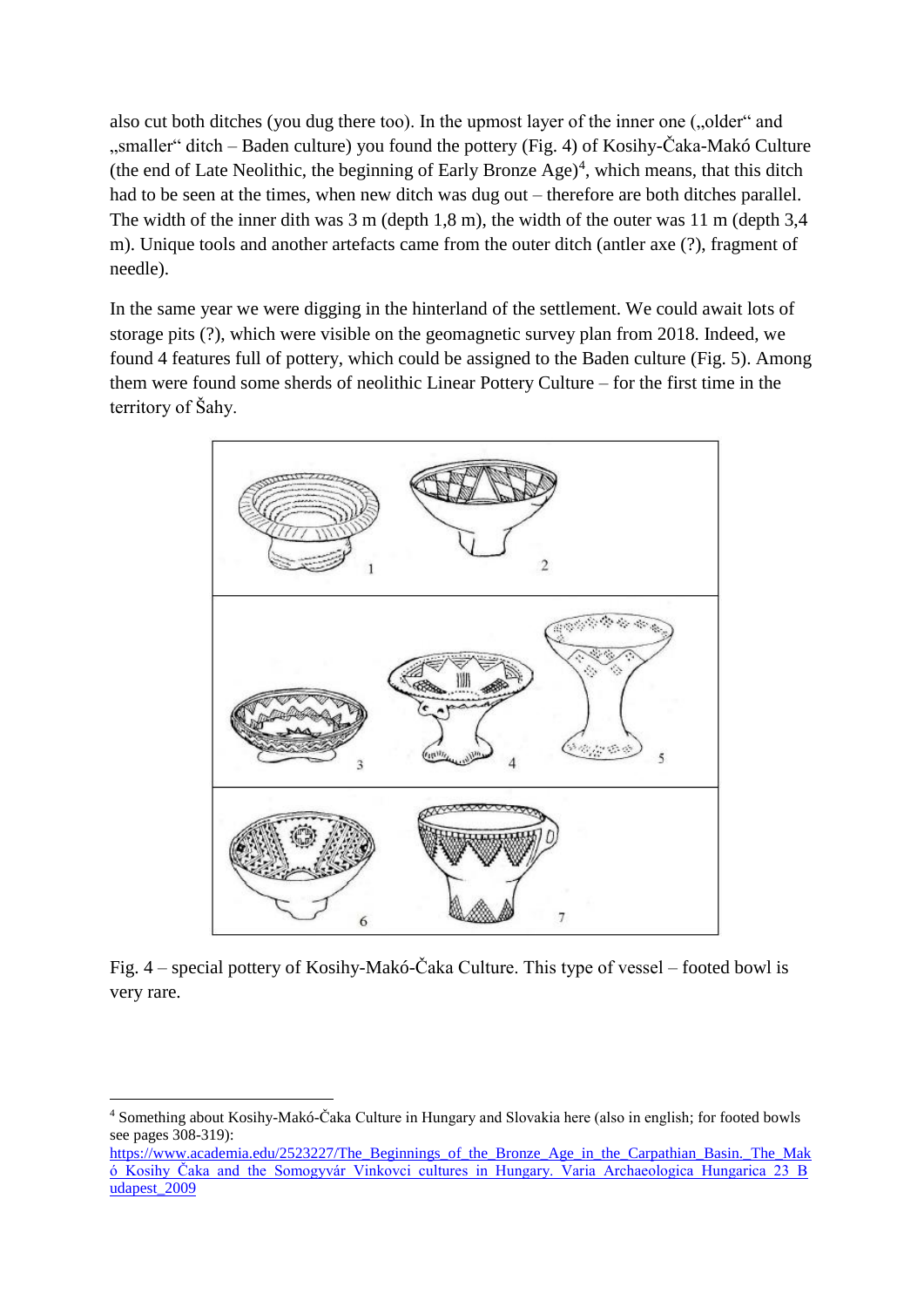also cut both ditches (you dug there too). In the upmost layer of the inner one („older“ and „smaller“ ditch – Baden culture) you found the pottery (Fig. 4) of Kosihy-Čaka-Makó Culture (the end of Late Neolithic, the beginning of Early Bronze Age)[4], which means, that this ditch had to be seen at the times, when new ditch was dug out – therefore are both ditches parallel. The width of the inner dith was 3 m (depth 1,8 m), the width of the outer was 11 m (depth 3,4 m). Unique tools and another artefacts came from the outer ditch (antler axe (?), fragment of needle).

In the same year we were digging in the hinterland of the settlement. We could await lots of storage pits (?), which were visible on the geomagnetic survey plan from 2018. Indeed, we found 4 features full of pottery, which could be assigned to the Baden culture (Fig. 5). Among them were found some sherds of neolithic Linear Pottery Culture – for the first time in the territory of Šahy.

1
2
3
4
5
6
7

Fig. 4 – special pottery of Kosihy-Makó-Čaka Culture. This type of vessel – footed bowl is very rare.

[4] Something about Kosihy-Makó-Čaka Culture in Hungary and Slovakia here (also in english; for footed bowls see pages 308-319): https://www.academia.edu/2523227/The_Beginnings_of_the_Bronze_Age_in_the_Carpathian_Basin._The_Makó_Kosihy_Čaka_and_the_Somogyvár_Vinkovci_cultures_in_Hungary._Varia_Archaeologica_Hungarica_23_Budapest_2009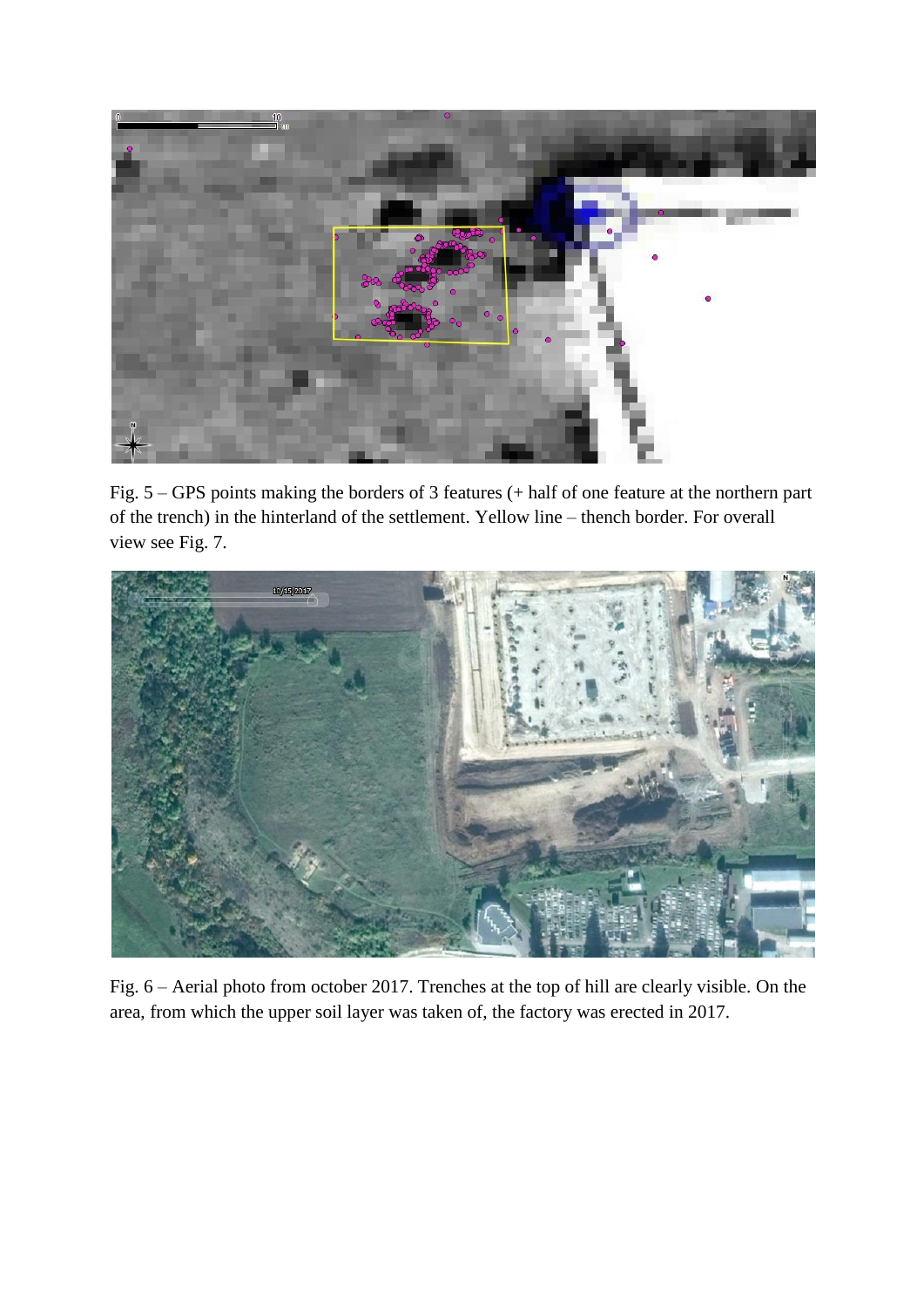Fig. 5 – GPS points making the borders of 3 features (+ half of one feature at the northern part of the trench) in the hinterland of the settlement. Yellow line – thench border. For overall view see Fig. 7.

Fig. 6 – Aerial photo from october 2017. Trenches at the top of hill are clearly visible. On the area, from which the upper soil layer was taken of, the factory was erected in 2017.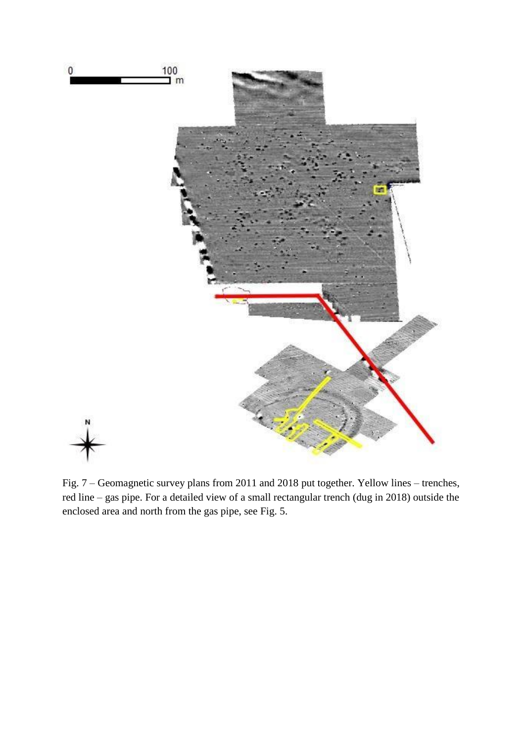0 100 m

N

Fig. 7 – Geomagnetic survey plans from 2011 and 2018 put together. Yellow lines – trenches, red line – gas pipe. For a detailed view of a small rectangular trench (dug in 2018) outside the enclosed area and north from the gas pipe, see Fig. 5.